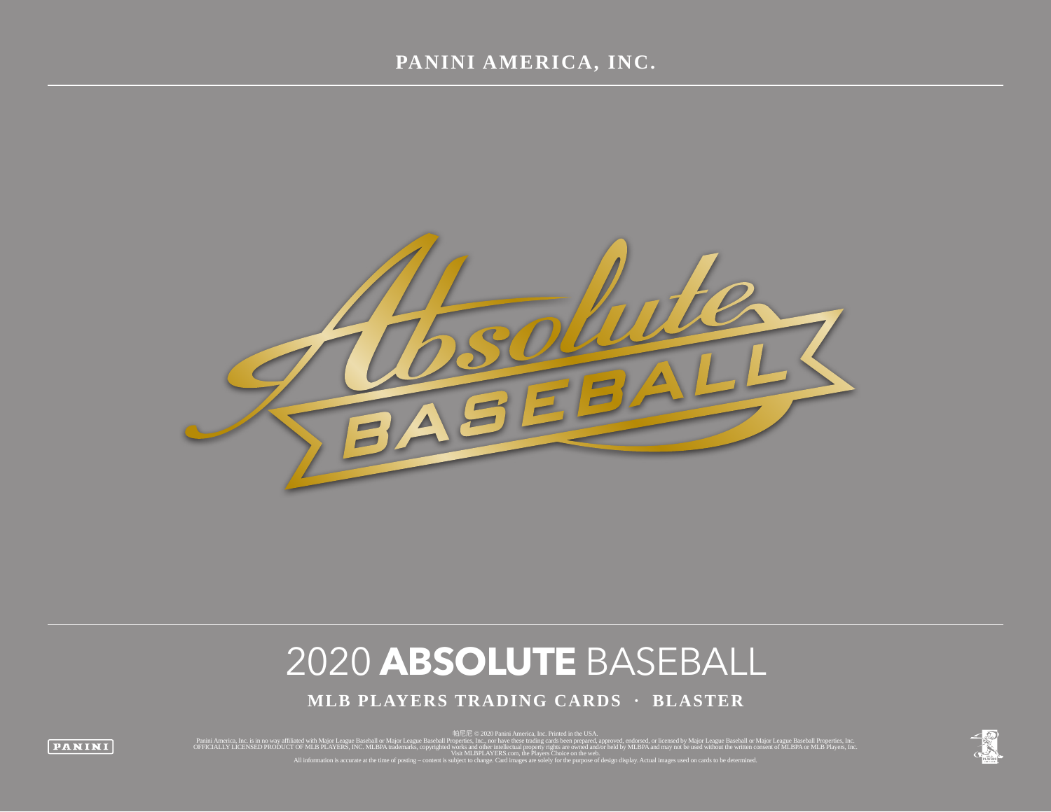PANINI AMERICA, INC.

Absolute BASEBALL

# 2020 **ABSOLUTE** BASEBALL

**MLB PLAYERS TRADING CARDS · BLASTER**

PANINI

帕尼尼 © 2020 Panini America, Inc. Printed in the USA.
Panini America, Inc. is in no way affiliated with Major League Baseball or Major League Baseball Properties, Inc., nor have these trading cards been prepared, approved, endorsed, or licensed by Major League Baseball or Major League Baseball Properties, Inc.
OFFICIALLY LICENSED PRODUCT OF MLB PLAYERS, INC. MLBPA trademarks, copyrighted works and other intellectual property rights are owned and/or held by MLBPA and may not be used without the written consent of MLBPA or MLB Players, Inc.
Visit MLBPLAYERS.com, the Players Choice on the web.
All information is accurate at the time of posting – content is subject to change. Card images are solely for the purpose of design display. Actual images used on cards to be determined.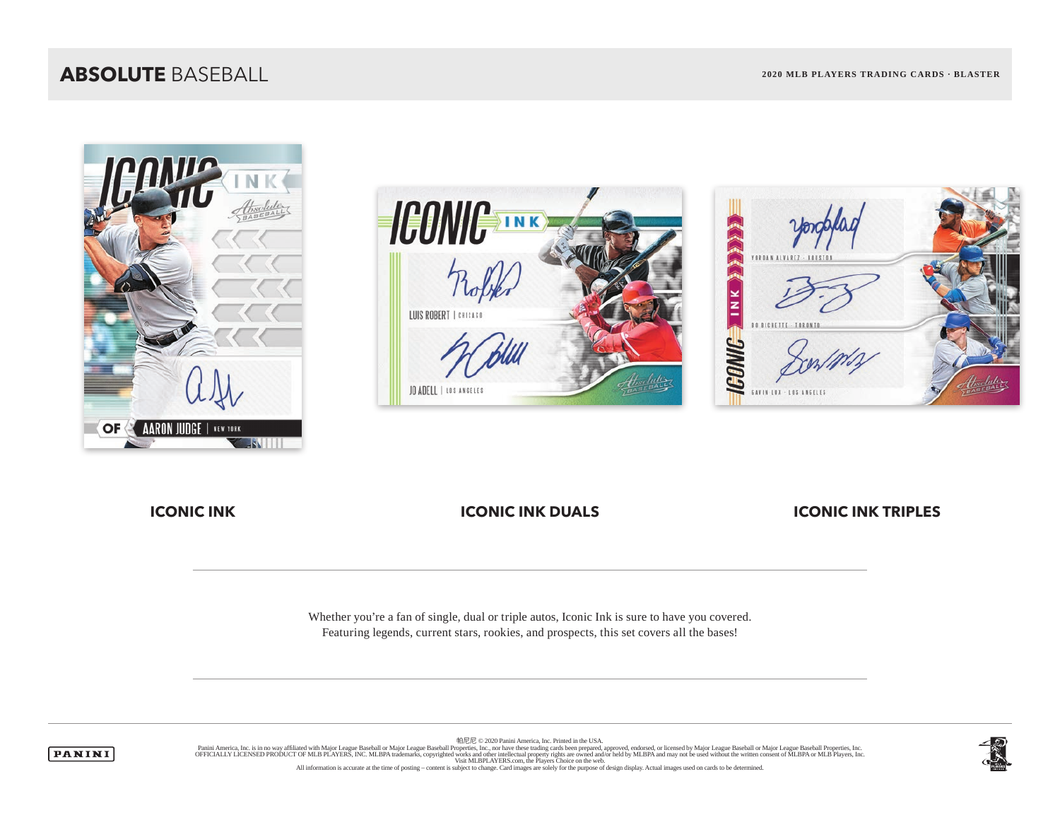# ABSOLUTE BASEBALL

2020 MLB PLAYERS TRADING CARDS · BLASTER

**ICONIC INK**

**ICONIC INK DUALS**

**ICONIC INK TRIPLES**

Whether you're a fan of single, dual or triple autos, Iconic Ink is sure to have you covered.
Featuring legends, current stars, rookies, and prospects, this set covers all the bases!

帕尼尼 © 2020 Panini America, Inc. Printed in the USA.
Panini America, Inc. is in no way affiliated with Major League Baseball or Major League Baseball Properties, Inc., nor have these trading cards been prepared, approved, endorsed, or licensed by Major League Baseball or Major League Baseball Properties, Inc.
OFFICIALLY LICENSED PRODUCT OF MLB PLAYERS, INC. MLBPA trademarks, copyrighted works and other intellectual property rights are owned and/or held by MLBPA and may not be used without the written consent of MLBPA or MLB Players, Inc.
Visit MLBPLAYERS.com, the Players Choice on the web.
All information is accurate at the time of posting – content is subject to change. Card images are solely for the purpose of design display. Actual images used on cards to be determined.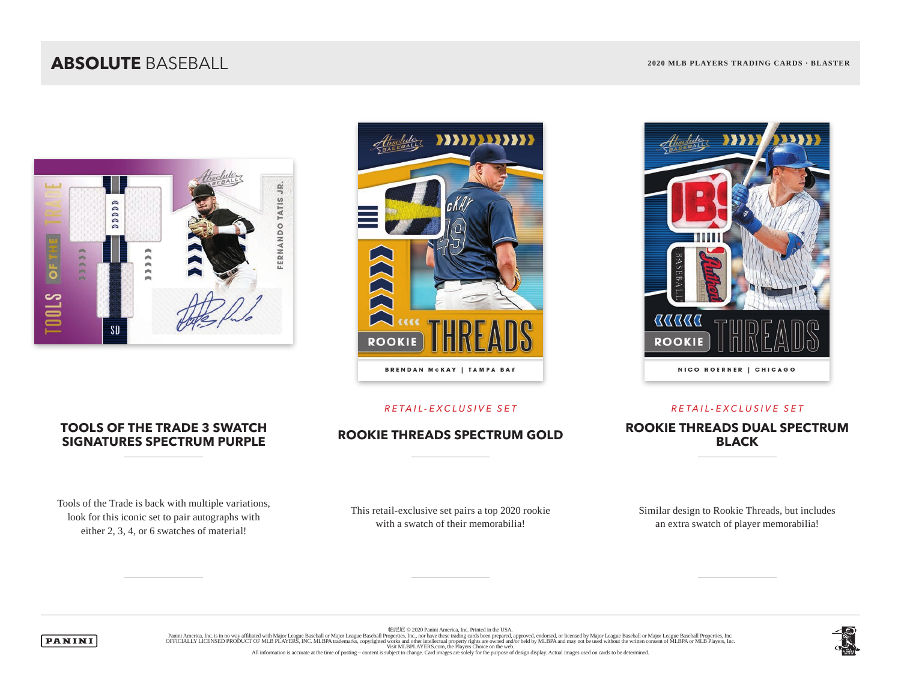# ABSOLUTE BASEBALL

**2020 MLB PLAYERS TRADING CARDS · BLASTER**

## TOOLS OF THE TRADE 3 SWATCH SIGNATURES SPECTRUM PURPLE

Tools of the Trade is back with multiple variations, look for this iconic set to pair autographs with either 2, 3, 4, or 6 swatches of material!

*RETAIL-EXCLUSIVE SET*

## ROOKIE THREADS SPECTRUM GOLD

This retail-exclusive set pairs a top 2020 rookie with a swatch of their memorabilia!

*RETAIL-EXCLUSIVE SET*

## ROOKIE THREADS DUAL SPECTRUM BLACK

Similar design to Rookie Threads, but includes an extra swatch of player memorabilia!

PANINI

帕尼尼 © 2020 Panini America, Inc. Printed in the USA.
Panini America, Inc. is in no way affiliated with Major League Baseball or Major League Baseball Properties, Inc., nor have these trading cards been prepared, approved, endorsed, or licensed by Major League Baseball or Major League Baseball Properties, Inc.
OFFICIALLY LICENSED PRODUCT OF MLB PLAYERS, INC. MLBPA trademarks, copyrighted works and other intellectual property rights are owned and/or held by MLBPA and may not be used without the written consent of MLBPA or MLB Players, Inc.
Visit MLBPLAYERS.com, the Players Choice on the web.
All information is accurate at the time of posting – content is subject to change. Card images are solely for the purpose of design display. Actual images used on cards to be determined.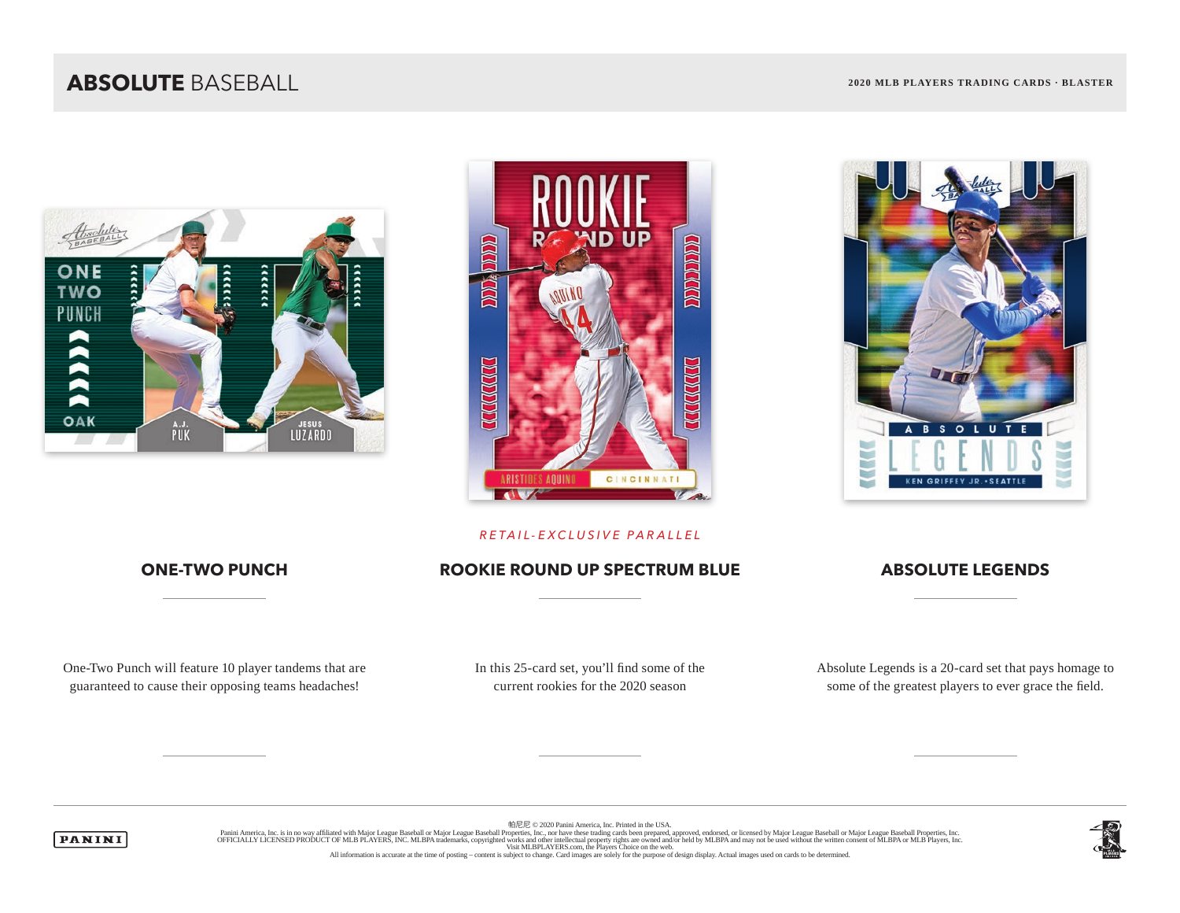# **ABSOLUTE** BASEBALL

**2020 MLB PLAYERS TRADING CARDS · BLASTER**

## ONE-TWO PUNCH

One-Two Punch will feature 10 player tandems that are guaranteed to cause their opposing teams headaches!

*RETAIL-EXCLUSIVE PARALLEL*

## ROOKIE ROUND UP SPECTRUM BLUE

In this 25-card set, you'll find some of the current rookies for the 2020 season

## ABSOLUTE LEGENDS

Absolute Legends is a 20-card set that pays homage to some of the greatest players to ever grace the field.

帕尼尼 © 2020 Panini America, Inc. Printed in the USA.
Panini America, Inc. is in no way affiliated with Major League Baseball or Major League Baseball Properties, Inc., nor have these trading cards been prepared, approved, endorsed, or licensed by Major League Baseball or Major League Baseball Properties, Inc.
OFFICIALLY LICENSED PRODUCT OF MLB PLAYERS, INC. MLBPA trademarks, copyrighted works and other intellectual property rights are owned and/or held by MLBPA and may not be used without the written consent of MLBPA or MLB Players, Inc.
Visit MLBPLAYERS.com, the Players Choice on the web.
All information is accurate at the time of posting – content is subject to change. Card images are solely for the purpose of design display. Actual images used on cards to be determined.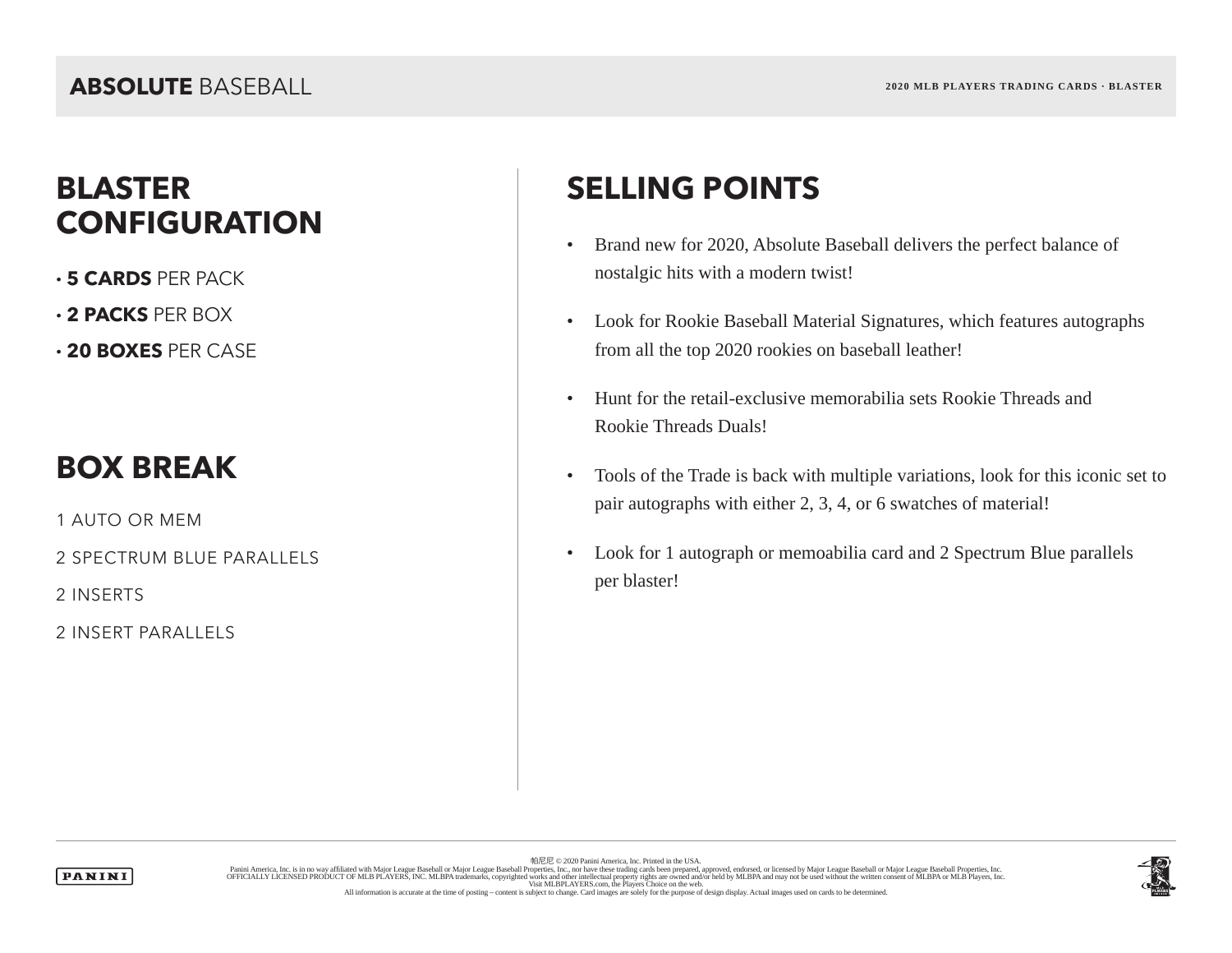**ABSOLUTE** BASEBALL

2020 MLB PLAYERS TRADING CARDS · BLASTER

## BLASTER CONFIGURATION

- **5 CARDS** PER PACK
- **2 PACKS** PER BOX
- **20 BOXES** PER CASE

## BOX BREAK

1 AUTO OR MEM

2 SPECTRUM BLUE PARALLELS

2 INSERTS

2 INSERT PARALLELS

## SELLING POINTS

- Brand new for 2020, Absolute Baseball delivers the perfect balance of nostalgic hits with a modern twist!
- Look for Rookie Baseball Material Signatures, which features autographs from all the top 2020 rookies on baseball leather!
- Hunt for the retail-exclusive memorabilia sets Rookie Threads and Rookie Threads Duals!
- Tools of the Trade is back with multiple variations, look for this iconic set to pair autographs with either 2, 3, 4, or 6 swatches of material!
- Look for 1 autograph or memoabilia card and 2 Spectrum Blue parallels per blaster!

帕尼尼 © 2020 Panini America, Inc. Printed in the USA.
Panini America, Inc. is in no way affiliated with Major League Baseball or Major League Baseball Properties, Inc., nor have these trading cards been prepared, approved, endorsed, or licensed by Major League Baseball or Major League Baseball Properties, Inc.
OFFICIALLY LICENSED PRODUCT OF MLB PLAYERS, INC. MLBPA trademarks, copyrighted works and other intellectual property rights are owned and/or held by MLBPA and may not be used without the written consent of MLBPA or MLB Players, Inc.
Visit MLBPLAYERS.com, the Players Choice on the web.
All information is accurate at the time of posting – content is subject to change. Card images are solely for the purpose of design display. Actual images used on cards to be determined.